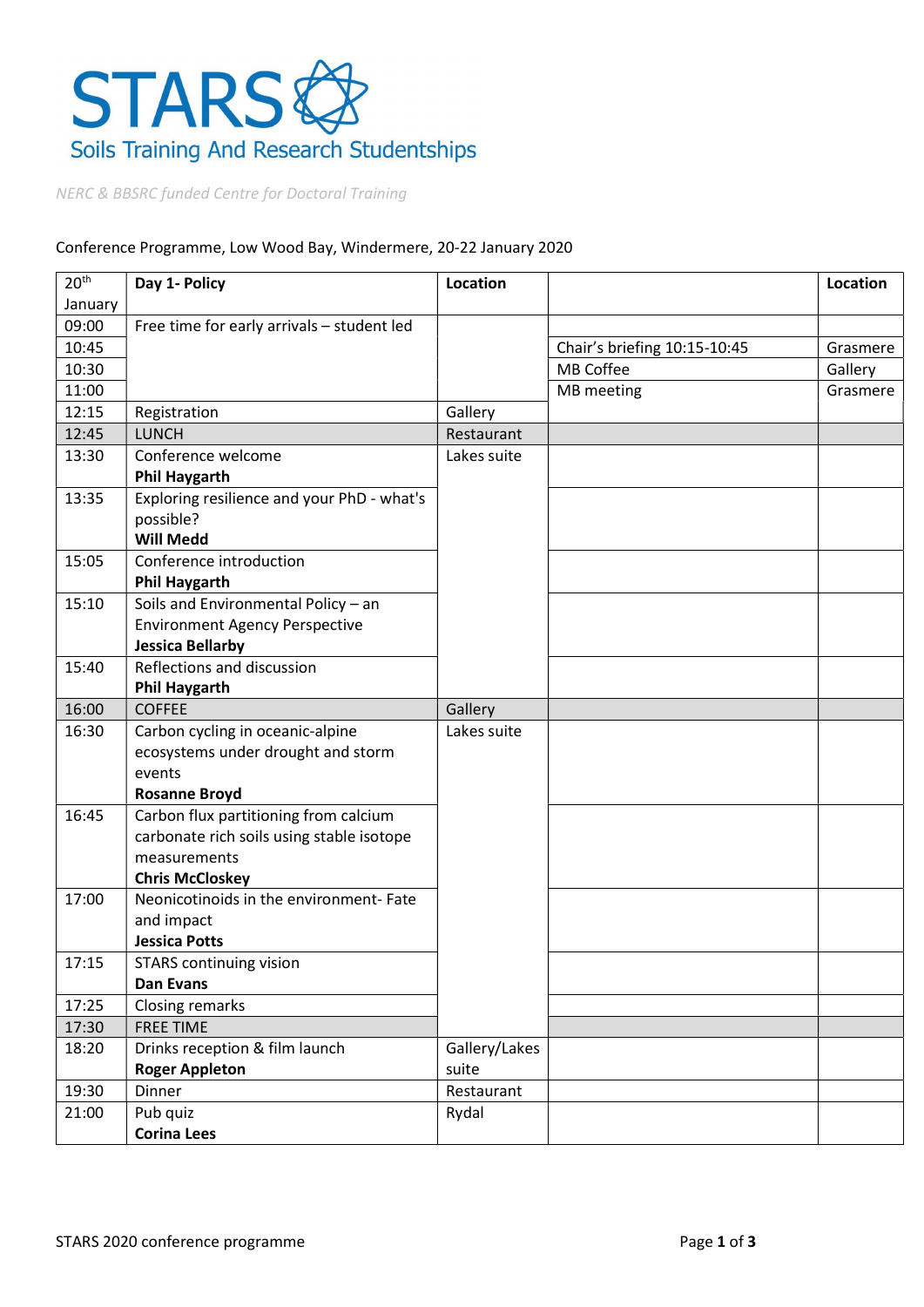# STARS

Soils Training And Research Studentships

*NERC & BBSRC funded Centre for Doctoral Training*

Conference Programme, Low Wood Bay, Windermere, 20-22 January 2020

| 20th January | Day 1- Policy | Location | | Location |
|---|---|---|---|---|
| 09:00 | Free time for early arrivals – student led | | | |
| 10:45 | | | Chair's briefing 10:15-10:45 | Grasmere |
| 10:30 | | | MB Coffee | Gallery |
| 11:00 | | | MB meeting | Grasmere |
| 12:15 | Registration | Gallery | | |
| 12:45 | LUNCH | Restaurant | | |
| 13:30 | Conference welcome **Phil Haygarth** | Lakes suite | | |
| 13:35 | Exploring resilience and your PhD - what's possible? **Will Medd** | | | |
| 15:05 | Conference introduction **Phil Haygarth** | | | |
| 15:10 | Soils and Environmental Policy – an Environment Agency Perspective **Jessica Bellarby** | | | |
| 15:40 | Reflections and discussion **Phil Haygarth** | | | |
| 16:00 | COFFEE | Gallery | | |
| 16:30 | Carbon cycling in oceanic-alpine ecosystems under drought and storm events **Rosanne Broyd** | Lakes suite | | |
| 16:45 | Carbon flux partitioning from calcium carbonate rich soils using stable isotope measurements **Chris McCloskey** | | | |
| 17:00 | Neonicotinoids in the environment- Fate and impact **Jessica Potts** | | | |
| 17:15 | STARS continuing vision **Dan Evans** | | | |
| 17:25 | Closing remarks | | | |
| 17:30 | FREE TIME | | | |
| 18:20 | Drinks reception & film launch **Roger Appleton** | Gallery/Lakes suite | | |
| 19:30 | Dinner | Restaurant | | |
| 21:00 | Pub quiz **Corina Lees** | Rydal | | |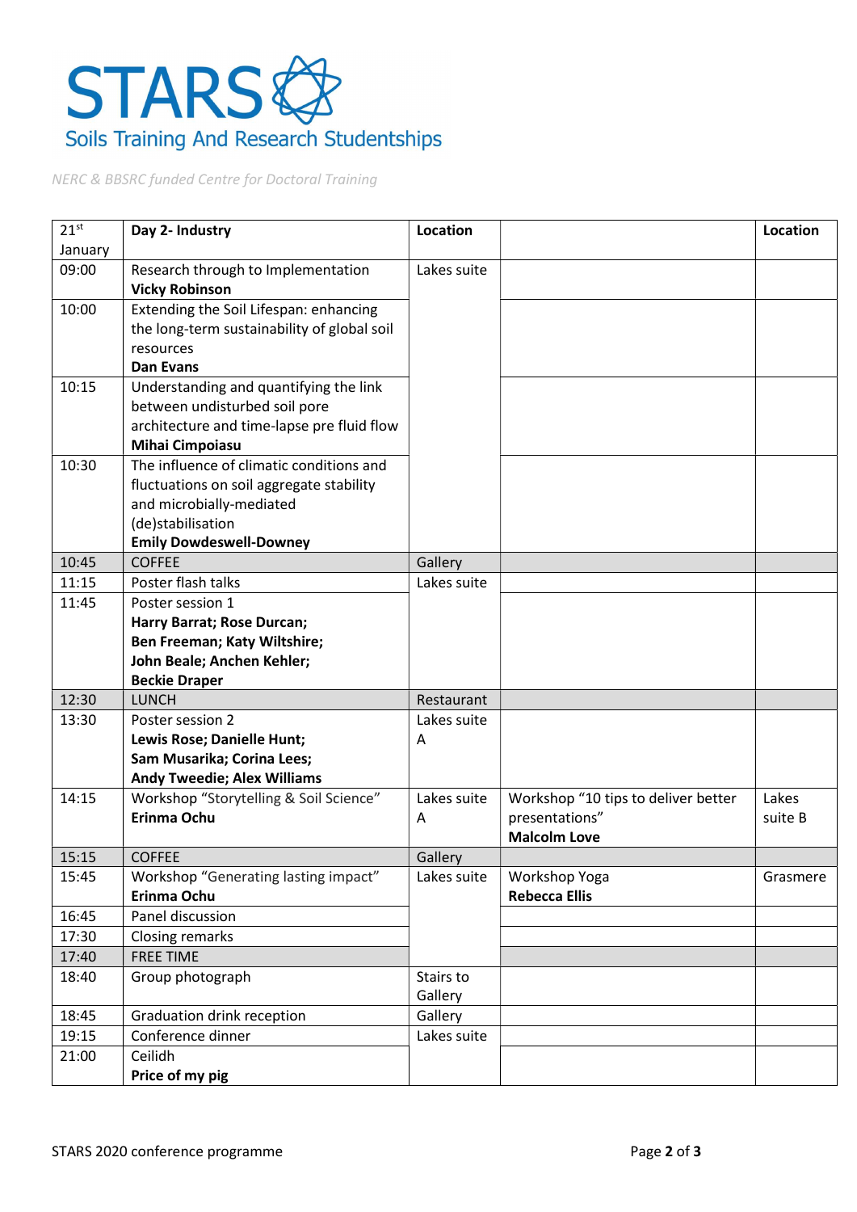# STARS

Soils Training And Research Studentships

*NERC & BBSRC funded Centre for Doctoral Training*

| 21st January | **Day 2- Industry** | **Location** | | **Location** |
|---|---|---|---|---|
| 09:00 | Research through to Implementation **Vicky Robinson** | Lakes suite | | |
| 10:00 | Extending the Soil Lifespan: enhancing the long-term sustainability of global soil resources **Dan Evans** | | | |
| 10:15 | Understanding and quantifying the link between undisturbed soil pore architecture and time-lapse pre fluid flow **Mihai Cimpoiasu** | | | |
| 10:30 | The influence of climatic conditions and fluctuations on soil aggregate stability and microbially-mediated (de)stabilisation **Emily Dowdeswell-Downey** | | | |
| 10:45 | COFFEE | Gallery | | |
| 11:15 | Poster flash talks | Lakes suite | | |
| 11:45 | Poster session 1 **Harry Barrat; Rose Durcan; Ben Freeman; Katy Wiltshire; John Beale; Anchen Kehler; Beckie Draper** | | | |
| 12:30 | LUNCH | Restaurant | | |
| 13:30 | Poster session 2 **Lewis Rose; Danielle Hunt; Sam Musarika; Corina Lees; Andy Tweedie; Alex Williams** | Lakes suite A | | |
| 14:15 | Workshop "Storytelling & Soil Science" **Erinma Ochu** | Lakes suite A | Workshop "10 tips to deliver better presentations" **Malcolm Love** | Lakes suite B |
| 15:15 | COFFEE | Gallery | | |
| 15:45 | Workshop "Generating lasting impact" **Erinma Ochu** | Lakes suite | Workshop Yoga **Rebecca Ellis** | Grasmere |
| 16:45 | Panel discussion | | | |
| 17:30 | Closing remarks | | | |
| 17:40 | FREE TIME | | | |
| 18:40 | Group photograph | Stairs to Gallery | | |
| 18:45 | Graduation drink reception | Gallery | | |
| 19:15 | Conference dinner | Lakes suite | | |
| 21:00 | Ceilidh **Price of my pig** | | | |

STARS 2020 conference programme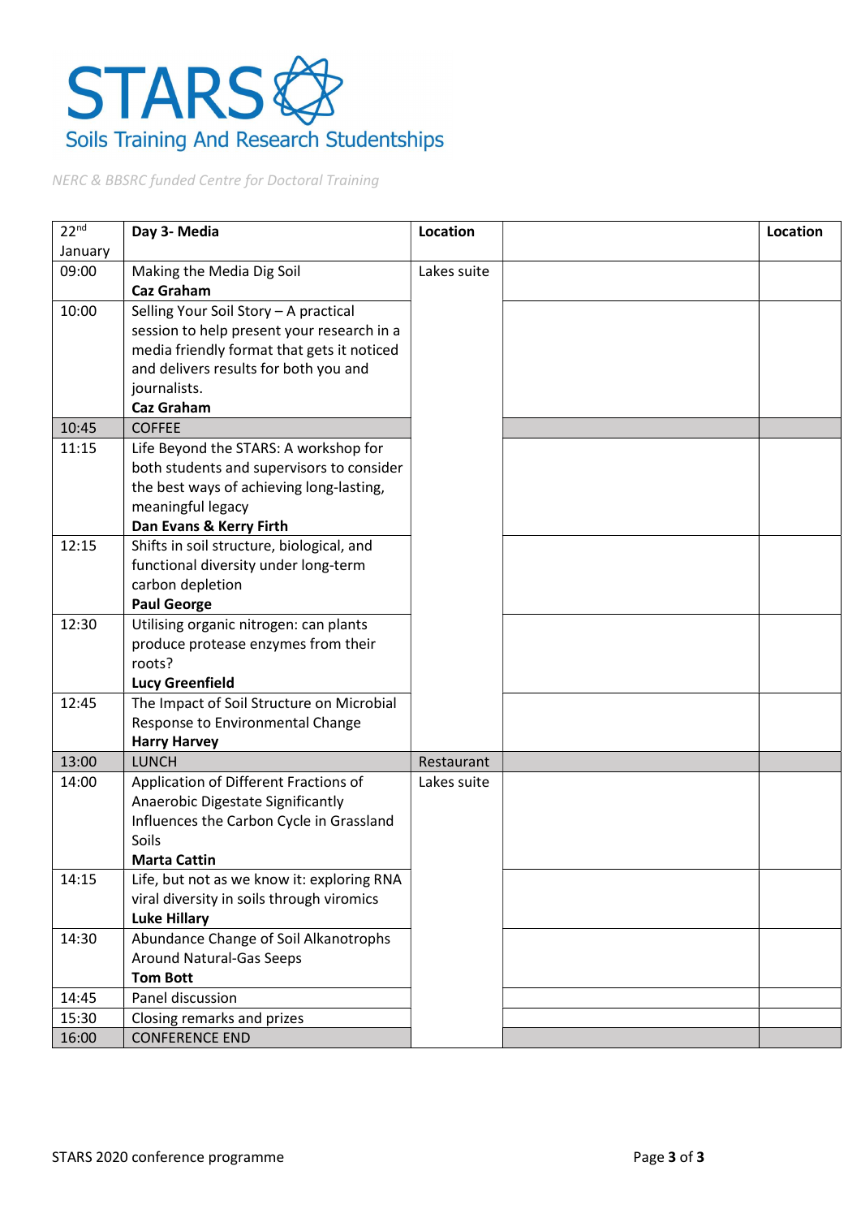# STARS

Soils Training And Research Studentships

*NERC & BBSRC funded Centre for Doctoral Training*

| 22nd January | Day 3- Media | Location | | Location |
|---|---|---|---|---|
| 09:00 | Making the Media Dig Soil **Caz Graham** | Lakes suite | | |
| 10:00 | Selling Your Soil Story – A practical session to help present your research in a media friendly format that gets it noticed and delivers results for both you and journalists. **Caz Graham** | | | |
| 10:45 | COFFEE | | | |
| 11:15 | Life Beyond the STARS: A workshop for both students and supervisors to consider the best ways of achieving long-lasting, meaningful legacy **Dan Evans & Kerry Firth** | | | |
| 12:15 | Shifts in soil structure, biological, and functional diversity under long-term carbon depletion **Paul George** | | | |
| 12:30 | Utilising organic nitrogen: can plants produce protease enzymes from their roots? **Lucy Greenfield** | | | |
| 12:45 | The Impact of Soil Structure on Microbial Response to Environmental Change **Harry Harvey** | | | |
| 13:00 | LUNCH | Restaurant | | |
| 14:00 | Application of Different Fractions of Anaerobic Digestate Significantly Influences the Carbon Cycle in Grassland Soils **Marta Cattin** | Lakes suite | | |
| 14:15 | Life, but not as we know it: exploring RNA viral diversity in soils through viromics **Luke Hillary** | | | |
| 14:30 | Abundance Change of Soil Alkanotrophs Around Natural-Gas Seeps **Tom Bott** | | | |
| 14:45 | Panel discussion | | | |
| 15:30 | Closing remarks and prizes | | | |
| 16:00 | CONFERENCE END | | | |

STARS 2020 conference programme